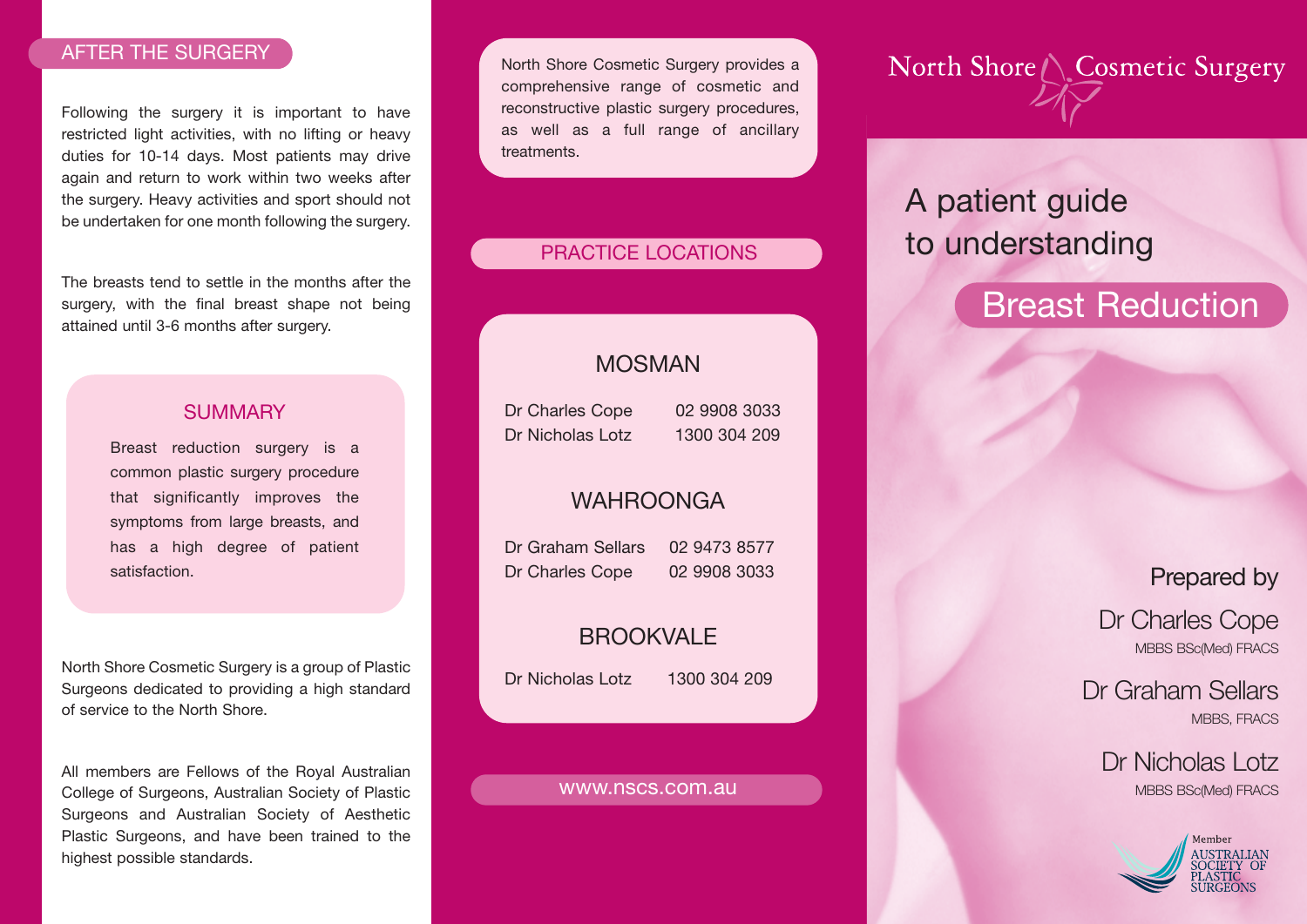## AFTER THE SURGERY

Following the surgery it is important to have restricted light activities, with no lifting or heavy duties for 10-14 days. Most patients may drive again and return to work within two weeks after the surgery. Heavy activities and sport should not be undertaken for one month following the surgery.

The breasts tend to settle in the months after the surgery, with the final breast shape not being attained until 3-6 months after surgery.

### SUMMARY

Breast reduction surgery is a common plastic surgery procedure that significantly improves the symptoms from large breasts, and has a high degree of patient satisfaction.

North Shore Cosmetic Surgery is a group of Plastic Surgeons dedicated to providing a high standard of service to the North Shore.

All members are Fellows of the Royal Australian College of Surgeons, Australian Society of Plastic Surgeons and Australian Society of Aesthetic Plastic Surgeons, and have been trained to the highest possible standards.

North Shore Cosmetic Surgery provides a comprehensive range of cosmetic and reconstructive plastic surgery procedures, as well as a full range of ancillary treatments.

## PRACTICE LOCATIONS

### MOSMAN

Dr Charles Cope 02 9908 3033
Dr Nicholas Lotz 1300 304 209

### WAHROONGA

Dr Graham Sellars 02 9473 8577
Dr Charles Cope 02 9908 3033

### BROOKVALE

Dr Nicholas Lotz 1300 304 209

www.nscs.com.au

North Shore Cosmetic Surgery

# A patient guide to understanding Breast Reduction

Prepared by

Dr Charles Cope
MBBS BSc(Med) FRACS

Dr Graham Sellars
MBBS, FRACS

Dr Nicholas Lotz
MBBS BSc(Med) FRACS

Member
AUSTRALIAN SOCIETY OF PLASTIC SURGEONS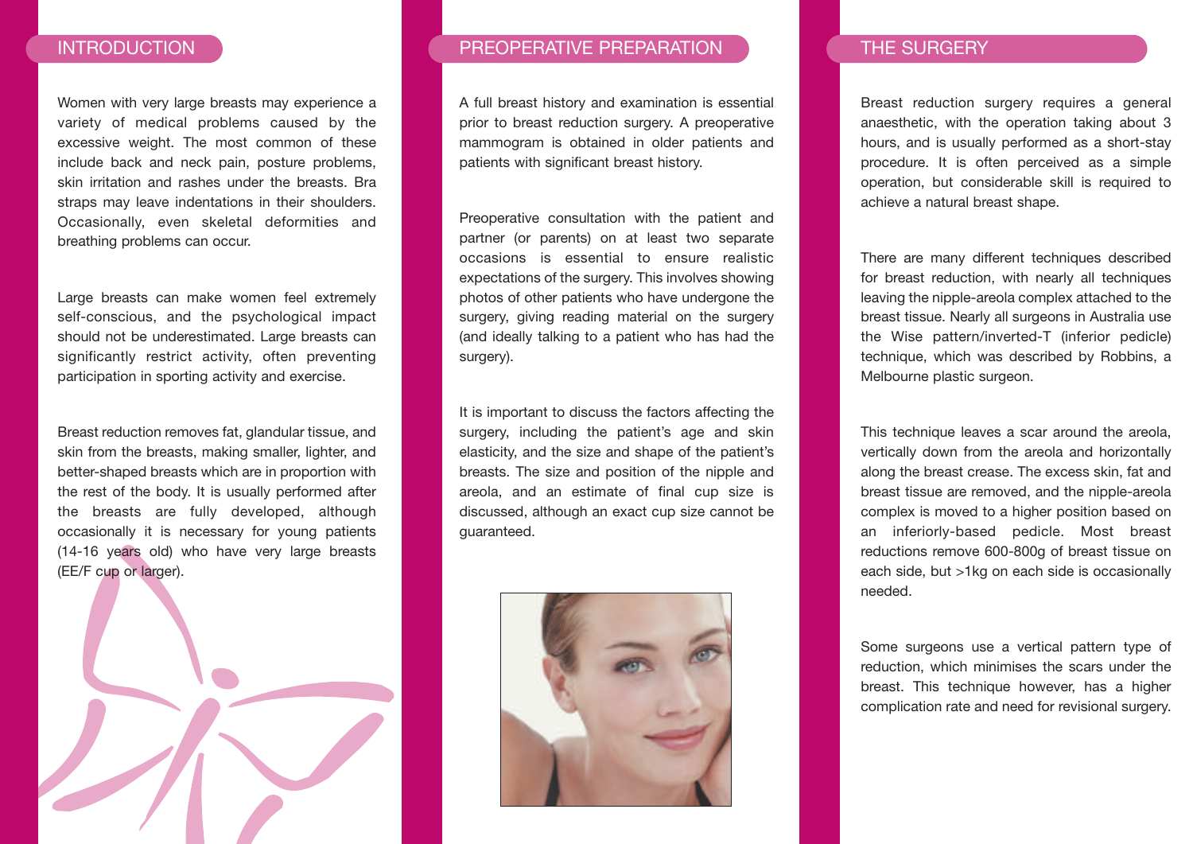## INTRODUCTION

Women with very large breasts may experience a variety of medical problems caused by the excessive weight. The most common of these include back and neck pain, posture problems, skin irritation and rashes under the breasts. Bra straps may leave indentations in their shoulders. Occasionally, even skeletal deformities and breathing problems can occur.

Large breasts can make women feel extremely self-conscious, and the psychological impact should not be underestimated. Large breasts can significantly restrict activity, often preventing participation in sporting activity and exercise.

Breast reduction removes fat, glandular tissue, and skin from the breasts, making smaller, lighter, and better-shaped breasts which are in proportion with the rest of the body. It is usually performed after the breasts are fully developed, although occasionally it is necessary for young patients (14-16 years old) who have very large breasts (EE/F cup or larger).

## PREOPERATIVE PREPARATION

A full breast history and examination is essential prior to breast reduction surgery. A preoperative mammogram is obtained in older patients and patients with significant breast history.

Preoperative consultation with the patient and partner (or parents) on at least two separate occasions is essential to ensure realistic expectations of the surgery. This involves showing photos of other patients who have undergone the surgery, giving reading material on the surgery (and ideally talking to a patient who has had the surgery).

It is important to discuss the factors affecting the surgery, including the patient's age and skin elasticity, and the size and shape of the patient's breasts. The size and position of the nipple and areola, and an estimate of final cup size is discussed, although an exact cup size cannot be guaranteed.

## THE SURGERY

Breast reduction surgery requires a general anaesthetic, with the operation taking about 3 hours, and is usually performed as a short-stay procedure. It is often perceived as a simple operation, but considerable skill is required to achieve a natural breast shape.

There are many different techniques described for breast reduction, with nearly all techniques leaving the nipple-areola complex attached to the breast tissue. Nearly all surgeons in Australia use the Wise pattern/inverted-T (inferior pedicle) technique, which was described by Robbins, a Melbourne plastic surgeon.

This technique leaves a scar around the areola, vertically down from the areola and horizontally along the breast crease. The excess skin, fat and breast tissue are removed, and the nipple-areola complex is moved to a higher position based on an inferiorly-based pedicle. Most breast reductions remove 600-800g of breast tissue on each side, but >1kg on each side is occasionally needed.

Some surgeons use a vertical pattern type of reduction, which minimises the scars under the breast. This technique however, has a higher complication rate and need for revisional surgery.